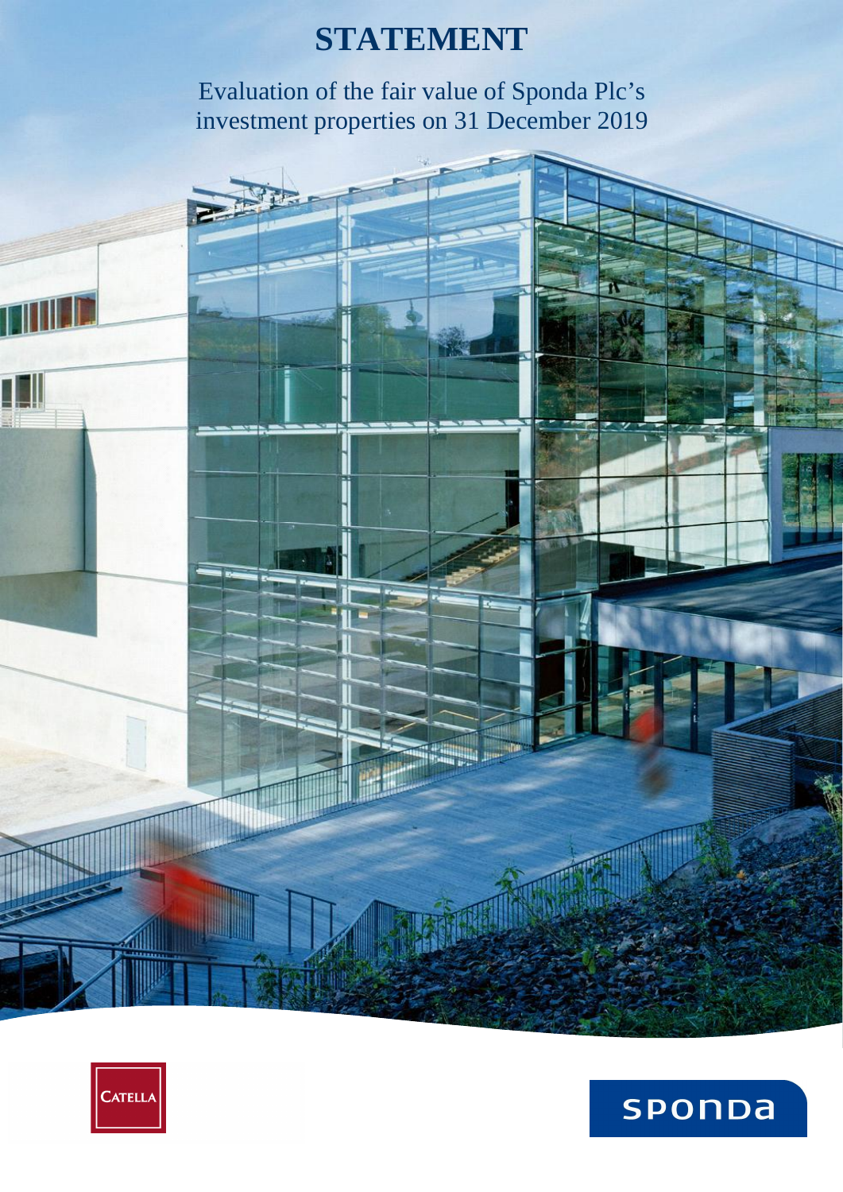# STATEMENT

Evaluation of the fair value of Sponda Plc's investment properties on 31 December 2019

CATELLA

sponda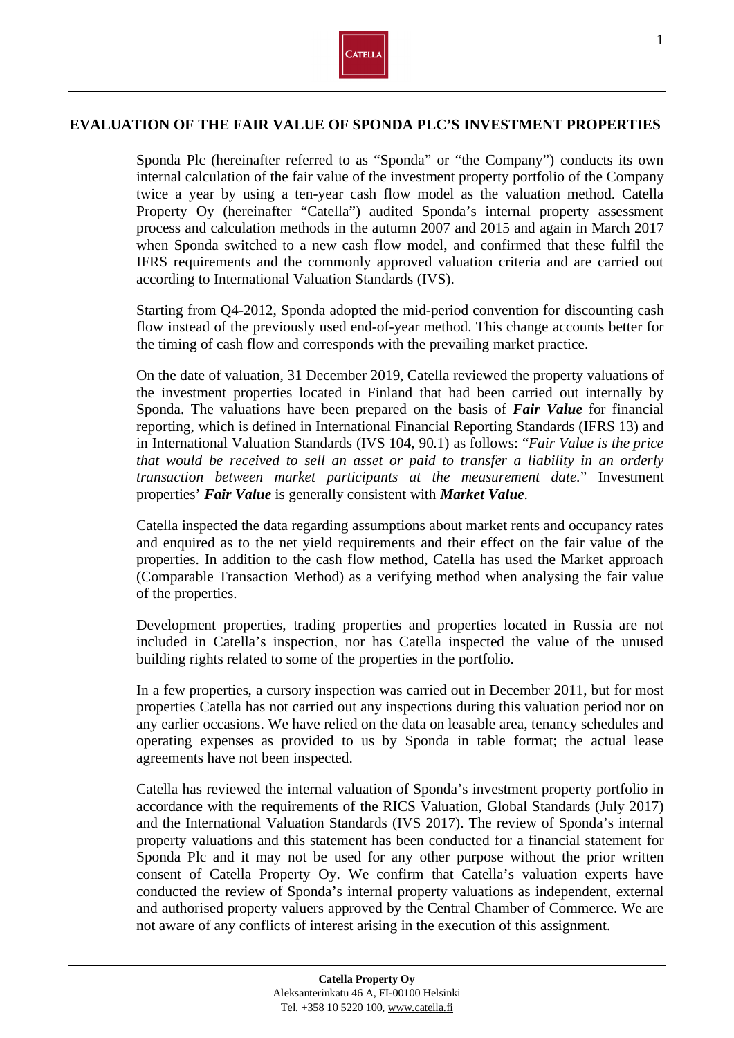# EVALUATION OF THE FAIR VALUE OF SPONDA PLC'S INVESTMENT PROPERTIES

Sponda Plc (hereinafter referred to as "Sponda" or "the Company") conducts its own internal calculation of the fair value of the investment property portfolio of the Company twice a year by using a ten-year cash flow model as the valuation method. Catella Property Oy (hereinafter "Catella") audited Sponda's internal property assessment process and calculation methods in the autumn 2007 and 2015 and again in March 2017 when Sponda switched to a new cash flow model, and confirmed that these fulfil the IFRS requirements and the commonly approved valuation criteria and are carried out according to International Valuation Standards (IVS).

Starting from Q4-2012, Sponda adopted the mid-period convention for discounting cash flow instead of the previously used end-of-year method. This change accounts better for the timing of cash flow and corresponds with the prevailing market practice.

On the date of valuation, 31 December 2019, Catella reviewed the property valuations of the investment properties located in Finland that had been carried out internally by Sponda. The valuations have been prepared on the basis of ***Fair Value*** for financial reporting, which is defined in International Financial Reporting Standards (IFRS 13) and in International Valuation Standards (IVS 104, 90.1) as follows: "*Fair Value is the price that would be received to sell an asset or paid to transfer a liability in an orderly transaction between market participants at the measurement date.*" Investment properties' ***Fair Value*** is generally consistent with ***Market Value***.

Catella inspected the data regarding assumptions about market rents and occupancy rates and enquired as to the net yield requirements and their effect on the fair value of the properties. In addition to the cash flow method, Catella has used the Market approach (Comparable Transaction Method) as a verifying method when analysing the fair value of the properties.

Development properties, trading properties and properties located in Russia are not included in Catella's inspection, nor has Catella inspected the value of the unused building rights related to some of the properties in the portfolio.

In a few properties, a cursory inspection was carried out in December 2011, but for most properties Catella has not carried out any inspections during this valuation period nor on any earlier occasions. We have relied on the data on leasable area, tenancy schedules and operating expenses as provided to us by Sponda in table format; the actual lease agreements have not been inspected.

Catella has reviewed the internal valuation of Sponda's investment property portfolio in accordance with the requirements of the RICS Valuation, Global Standards (July 2017) and the International Valuation Standards (IVS 2017). The review of Sponda's internal property valuations and this statement has been conducted for a financial statement for Sponda Plc and it may not be used for any other purpose without the prior written consent of Catella Property Oy. We confirm that Catella's valuation experts have conducted the review of Sponda's internal property valuations as independent, external and authorised property valuers approved by the Central Chamber of Commerce. We are not aware of any conflicts of interest arising in the execution of this assignment.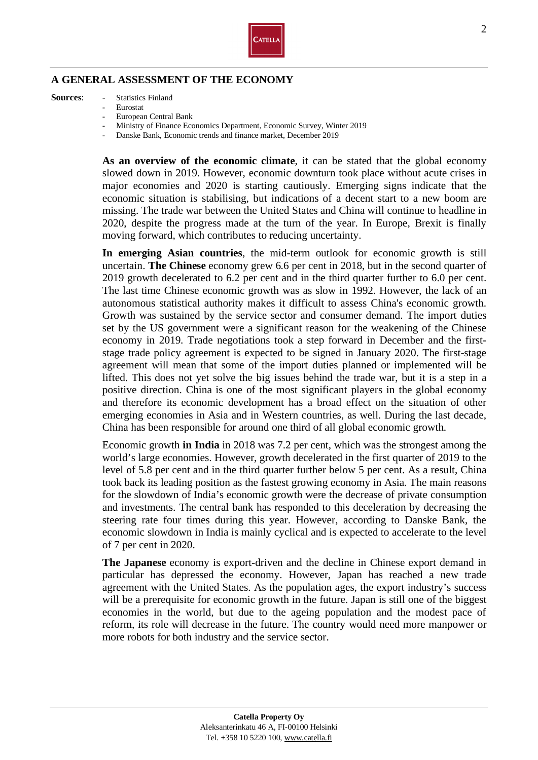## A GENERAL ASSESSMENT OF THE ECONOMY

**Sources**:
- Statistics Finland
- Eurostat
- European Central Bank
- Ministry of Finance Economics Department, Economic Survey, Winter 2019
- Danske Bank, Economic trends and finance market, December 2019

**As an overview of the economic climate**, it can be stated that the global economy slowed down in 2019. However, economic downturn took place without acute crises in major economies and 2020 is starting cautiously. Emerging signs indicate that the economic situation is stabilising, but indications of a decent start to a new boom are missing. The trade war between the United States and China will continue to headline in 2020, despite the progress made at the turn of the year. In Europe, Brexit is finally moving forward, which contributes to reducing uncertainty.

**In emerging Asian countries**, the mid-term outlook for economic growth is still uncertain. **The Chinese** economy grew 6.6 per cent in 2018, but in the second quarter of 2019 growth decelerated to 6.2 per cent and in the third quarter further to 6.0 per cent. The last time Chinese economic growth was as slow in 1992. However, the lack of an autonomous statistical authority makes it difficult to assess China's economic growth. Growth was sustained by the service sector and consumer demand. The import duties set by the US government were a significant reason for the weakening of the Chinese economy in 2019. Trade negotiations took a step forward in December and the first-stage trade policy agreement is expected to be signed in January 2020. The first-stage agreement will mean that some of the import duties planned or implemented will be lifted. This does not yet solve the big issues behind the trade war, but it is a step in a positive direction. China is one of the most significant players in the global economy and therefore its economic development has a broad effect on the situation of other emerging economies in Asia and in Western countries, as well. During the last decade, China has been responsible for around one third of all global economic growth.

Economic growth **in India** in 2018 was 7.2 per cent, which was the strongest among the world's large economies. However, growth decelerated in the first quarter of 2019 to the level of 5.8 per cent and in the third quarter further below 5 per cent. As a result, China took back its leading position as the fastest growing economy in Asia. The main reasons for the slowdown of India's economic growth were the decrease of private consumption and investments. The central bank has responded to this deceleration by decreasing the steering rate four times during this year. However, according to Danske Bank, the economic slowdown in India is mainly cyclical and is expected to accelerate to the level of 7 per cent in 2020.

**The Japanese** economy is export-driven and the decline in Chinese export demand in particular has depressed the economy. However, Japan has reached a new trade agreement with the United States. As the population ages, the export industry's success will be a prerequisite for economic growth in the future. Japan is still one of the biggest economies in the world, but due to the ageing population and the modest pace of reform, its role will decrease in the future. The country would need more manpower or more robots for both industry and the service sector.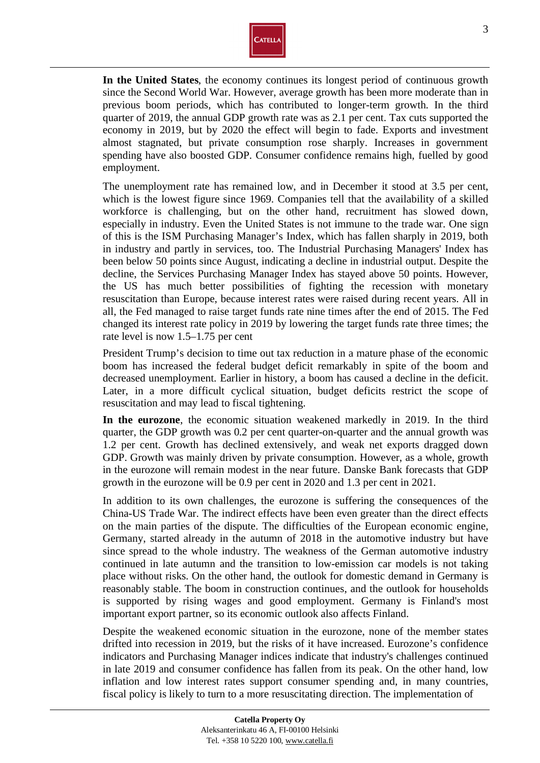**In the United States**, the economy continues its longest period of continuous growth since the Second World War. However, average growth has been more moderate than in previous boom periods, which has contributed to longer-term growth. In the third quarter of 2019, the annual GDP growth rate was as 2.1 per cent. Tax cuts supported the economy in 2019, but by 2020 the effect will begin to fade. Exports and investment almost stagnated, but private consumption rose sharply. Increases in government spending have also boosted GDP. Consumer confidence remains high, fuelled by good employment.

The unemployment rate has remained low, and in December it stood at 3.5 per cent, which is the lowest figure since 1969. Companies tell that the availability of a skilled workforce is challenging, but on the other hand, recruitment has slowed down, especially in industry. Even the United States is not immune to the trade war. One sign of this is the ISM Purchasing Manager's Index, which has fallen sharply in 2019, both in industry and partly in services, too. The Industrial Purchasing Managers' Index has been below 50 points since August, indicating a decline in industrial output. Despite the decline, the Services Purchasing Manager Index has stayed above 50 points. However, the US has much better possibilities of fighting the recession with monetary resuscitation than Europe, because interest rates were raised during recent years. All in all, the Fed managed to raise target funds rate nine times after the end of 2015. The Fed changed its interest rate policy in 2019 by lowering the target funds rate three times; the rate level is now 1.5–1.75 per cent

President Trump's decision to time out tax reduction in a mature phase of the economic boom has increased the federal budget deficit remarkably in spite of the boom and decreased unemployment. Earlier in history, a boom has caused a decline in the deficit. Later, in a more difficult cyclical situation, budget deficits restrict the scope of resuscitation and may lead to fiscal tightening.

**In the eurozone**, the economic situation weakened markedly in 2019. In the third quarter, the GDP growth was 0.2 per cent quarter-on-quarter and the annual growth was 1.2 per cent. Growth has declined extensively, and weak net exports dragged down GDP. Growth was mainly driven by private consumption. However, as a whole, growth in the eurozone will remain modest in the near future. Danske Bank forecasts that GDP growth in the eurozone will be 0.9 per cent in 2020 and 1.3 per cent in 2021.

In addition to its own challenges, the eurozone is suffering the consequences of the China-US Trade War. The indirect effects have been even greater than the direct effects on the main parties of the dispute. The difficulties of the European economic engine, Germany, started already in the autumn of 2018 in the automotive industry but have since spread to the whole industry. The weakness of the German automotive industry continued in late autumn and the transition to low-emission car models is not taking place without risks. On the other hand, the outlook for domestic demand in Germany is reasonably stable. The boom in construction continues, and the outlook for households is supported by rising wages and good employment. Germany is Finland's most important export partner, so its economic outlook also affects Finland.

Despite the weakened economic situation in the eurozone, none of the member states drifted into recession in 2019, but the risks of it have increased. Eurozone's confidence indicators and Purchasing Manager indices indicate that industry's challenges continued in late 2019 and consumer confidence has fallen from its peak. On the other hand, low inflation and low interest rates support consumer spending and, in many countries, fiscal policy is likely to turn to a more resuscitating direction. The implementation of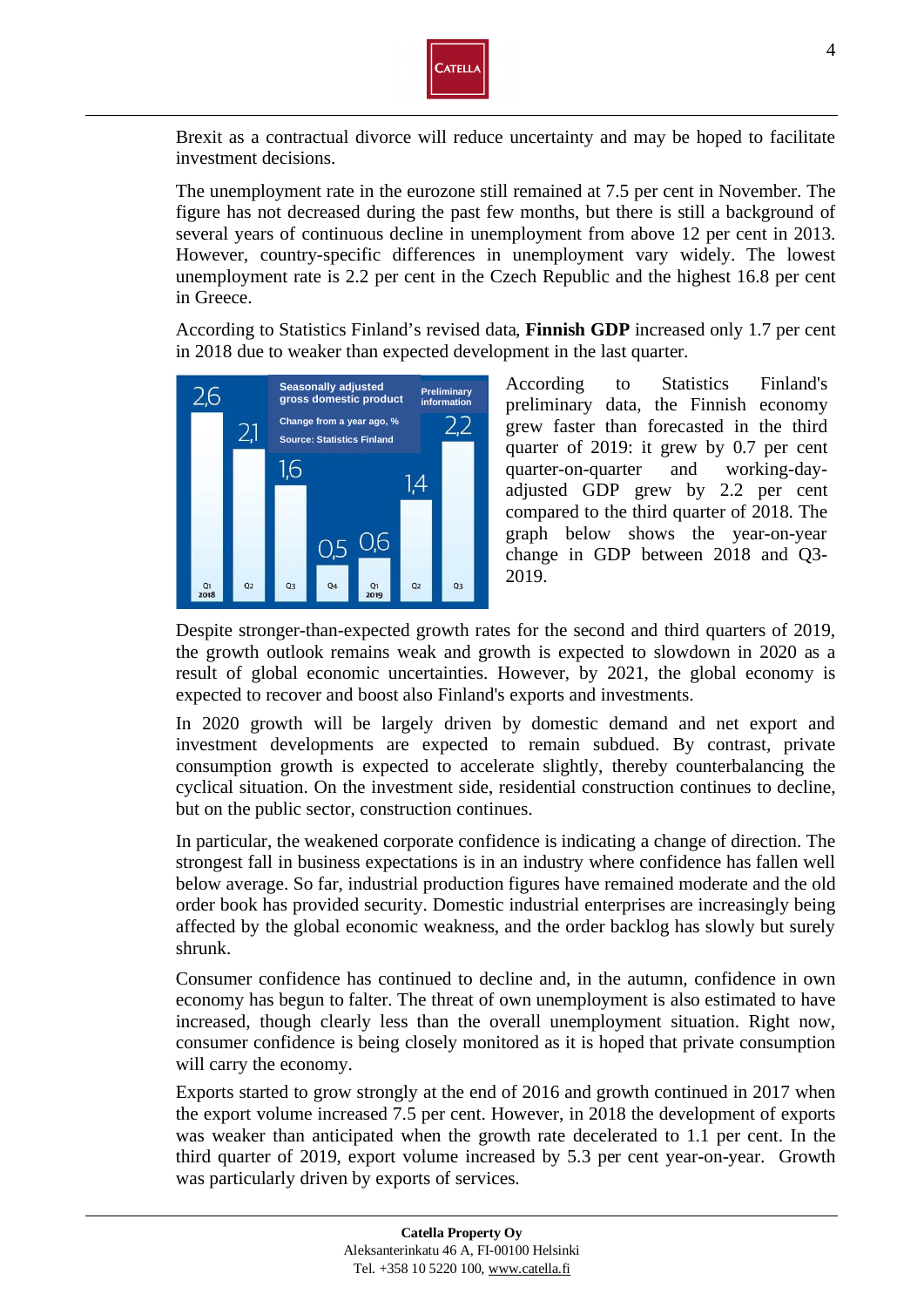Brexit as a contractual divorce will reduce uncertainty and may be hoped to facilitate investment decisions.

The unemployment rate in the eurozone still remained at 7.5 per cent in November. The figure has not decreased during the past few months, but there is still a background of several years of continuous decline in unemployment from above 12 per cent in 2013. However, country-specific differences in unemployment vary widely. The lowest unemployment rate is 2.2 per cent in the Czech Republic and the highest 16.8 per cent in Greece.

According to Statistics Finland's revised data, **Finnish GDP** increased only 1.7 per cent in 2018 due to weaker than expected development in the last quarter.

**Seasonally adjusted gross domestic product**
Change from a year ago, %
Source: Statistics Finland

| Q1 2018 | Q2 | Q3 | Q4 | Q1 2019 | Q2 | Q3 (Preliminary information) |
|---|---|---|---|---|---|---|
| 2,6 | 2,1 | 1,6 | 0,5 | 0,6 | 1,4 | 2,2 |

According to Statistics Finland's preliminary data, the Finnish economy grew faster than forecasted in the third quarter of 2019: it grew by 0.7 per cent quarter-on-quarter and working-day-adjusted GDP grew by 2.2 per cent compared to the third quarter of 2018. The graph below shows the year-on-year change in GDP between 2018 and Q3-2019.

Despite stronger-than-expected growth rates for the second and third quarters of 2019, the growth outlook remains weak and growth is expected to slowdown in 2020 as a result of global economic uncertainties. However, by 2021, the global economy is expected to recover and boost also Finland's exports and investments.

In 2020 growth will be largely driven by domestic demand and net export and investment developments are expected to remain subdued. By contrast, private consumption growth is expected to accelerate slightly, thereby counterbalancing the cyclical situation. On the investment side, residential construction continues to decline, but on the public sector, construction continues.

In particular, the weakened corporate confidence is indicating a change of direction. The strongest fall in business expectations is in an industry where confidence has fallen well below average. So far, industrial production figures have remained moderate and the old order book has provided security. Domestic industrial enterprises are increasingly being affected by the global economic weakness, and the order backlog has slowly but surely shrunk.

Consumer confidence has continued to decline and, in the autumn, confidence in own economy has begun to falter. The threat of own unemployment is also estimated to have increased, though clearly less than the overall unemployment situation. Right now, consumer confidence is being closely monitored as it is hoped that private consumption will carry the economy.

Exports started to grow strongly at the end of 2016 and growth continued in 2017 when the export volume increased 7.5 per cent. However, in 2018 the development of exports was weaker than anticipated when the growth rate decelerated to 1.1 per cent. In the third quarter of 2019, export volume increased by 5.3 per cent year-on-year. Growth was particularly driven by exports of services.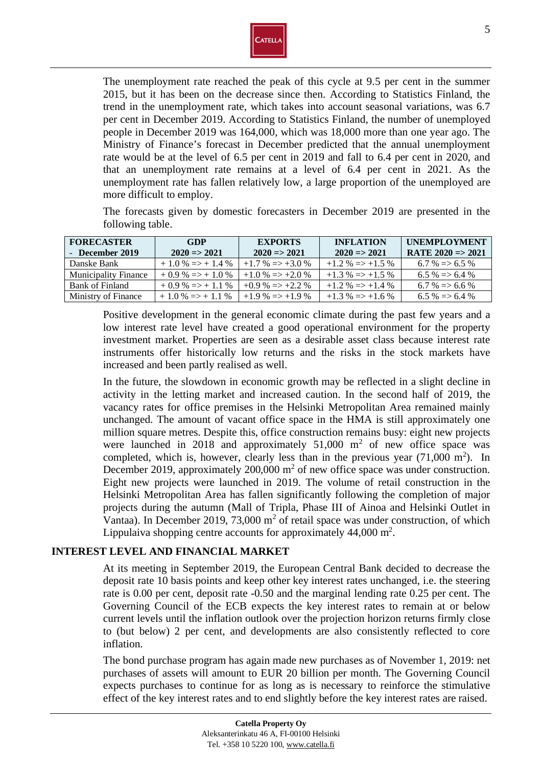The unemployment rate reached the peak of this cycle at 9.5 per cent in the summer 2015, but it has been on the decrease since then. According to Statistics Finland, the trend in the unemployment rate, which takes into account seasonal variations, was 6.7 per cent in December 2019. According to Statistics Finland, the number of unemployed people in December 2019 was 164,000, which was 18,000 more than one year ago. The Ministry of Finance's forecast in December predicted that the annual unemployment rate would be at the level of 6.5 per cent in 2019 and fall to 6.4 per cent in 2020, and that an unemployment rate remains at a level of 6.4 per cent in 2021. As the unemployment rate has fallen relatively low, a large proportion of the unemployed are more difficult to employ.

The forecasts given by domestic forecasters in December 2019 are presented in the following table.

| FORECASTER - December 2019 | GDP 2020 => 2021 | EXPORTS 2020 => 2021 | INFLATION 2020 => 2021 | UNEMPLOYMENT RATE 2020 => 2021 |
|---|---|---|---|---|
| Danske Bank | + 1.0 % => + 1.4 % | +1.7 % => +3.0 % | +1.2 % => +1.5 % | 6.7 % => 6.5 % |
| Municipality Finance | + 0.9 % => + 1.0 % | +1.0 % => +2.0 % | +1.3 % => +1.5 % | 6.5 % => 6.4 % |
| Bank of Finland | + 0.9 % => + 1.1 % | +0.9 % => +2.2 % | +1.2 % => +1.4 % | 6.7 % => 6.6 % |
| Ministry of Finance | + 1.0 % => + 1.1 % | +1.9 % => +1.9 % | +1.3 % => +1.6 % | 6.5 % => 6.4 % |

Positive development in the general economic climate during the past few years and a low interest rate level have created a good operational environment for the property investment market. Properties are seen as a desirable asset class because interest rate instruments offer historically low returns and the risks in the stock markets have increased and been partly realised as well.

In the future, the slowdown in economic growth may be reflected in a slight decline in activity in the letting market and increased caution. In the second half of 2019, the vacancy rates for office premises in the Helsinki Metropolitan Area remained mainly unchanged. The amount of vacant office space in the HMA is still approximately one million square metres. Despite this, office construction remains busy: eight new projects were launched in 2018 and approximately 51,000 $m^2$ of new office space was completed, which is, however, clearly less than in the previous year (71,000 $m^2$). In December 2019, approximately 200,000 $m^2$ of new office space was under construction. Eight new projects were launched in 2019. The volume of retail construction in the Helsinki Metropolitan Area has fallen significantly following the completion of major projects during the autumn (Mall of Tripla, Phase III of Ainoa and Helsinki Outlet in Vantaa). In December 2019, 73,000 $m^2$ of retail space was under construction, of which Lippulaiva shopping centre accounts for approximately 44,000 $m^2$.

## INTEREST LEVEL AND FINANCIAL MARKET

At its meeting in September 2019, the European Central Bank decided to decrease the deposit rate 10 basis points and keep other key interest rates unchanged, i.e. the steering rate is 0.00 per cent, deposit rate -0.50 and the marginal lending rate 0.25 per cent. The Governing Council of the ECB expects the key interest rates to remain at or below current levels until the inflation outlook over the projection horizon returns firmly close to (but below) 2 per cent, and developments are also consistently reflected to core inflation.

The bond purchase program has again made new purchases as of November 1, 2019: net purchases of assets will amount to EUR 20 billion per month. The Governing Council expects purchases to continue for as long as is necessary to reinforce the stimulative effect of the key interest rates and to end slightly before the key interest rates are raised.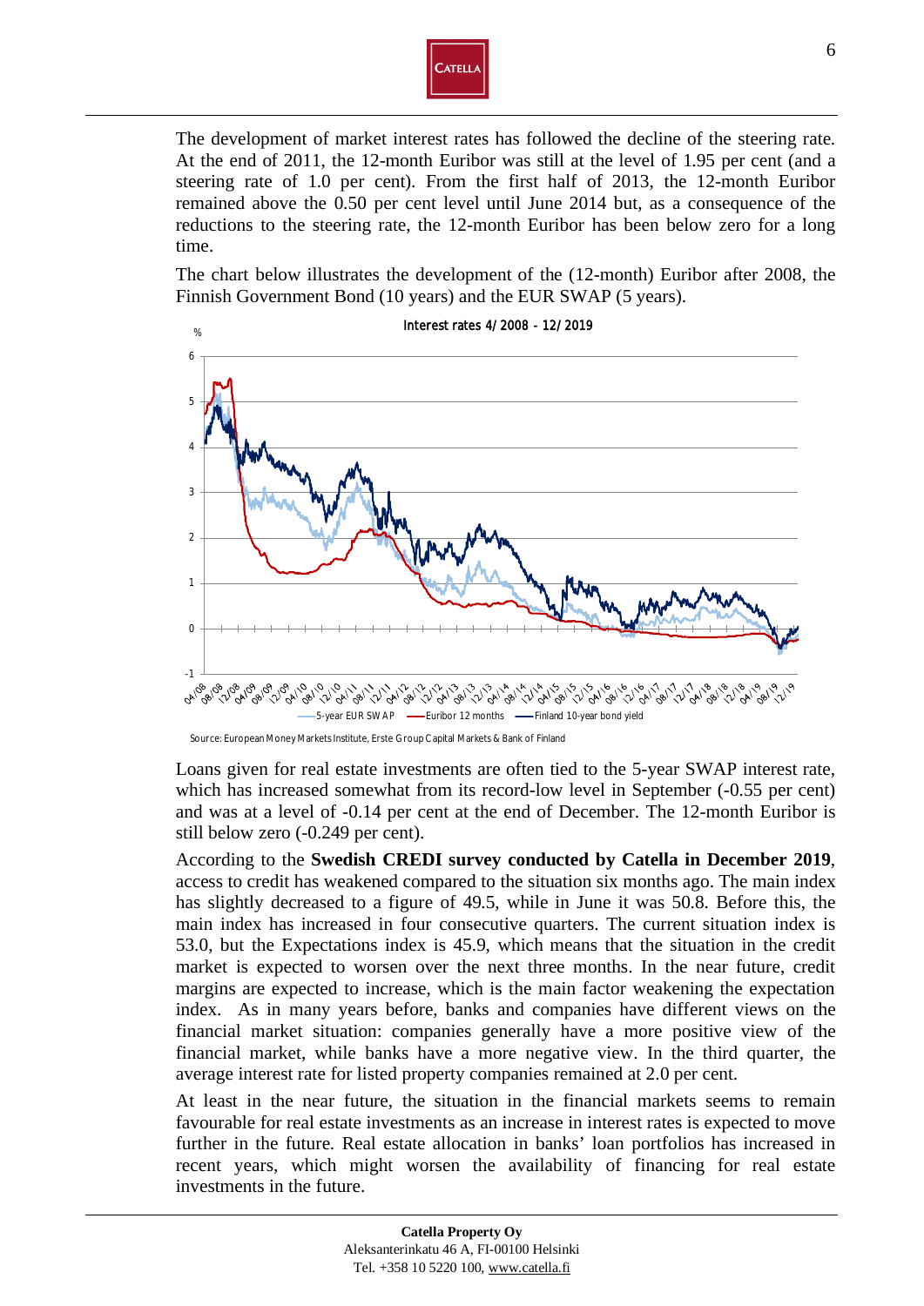The development of market interest rates has followed the decline of the steering rate. At the end of 2011, the 12-month Euribor was still at the level of 1.95 per cent (and a steering rate of 1.0 per cent). From the first half of 2013, the 12-month Euribor remained above the 0.50 per cent level until June 2014 but, as a consequence of the reductions to the steering rate, the 12-month Euribor has been below zero for a long time.

The chart below illustrates the development of the (12-month) Euribor after 2008, the Finnish Government Bond (10 years) and the EUR SWAP (5 years).

**Interest rates 4/2008 - 12/2019**

Source: European Money Markets Institute, Erste Group Capital Markets & Bank of Finland

Loans given for real estate investments are often tied to the 5-year SWAP interest rate, which has increased somewhat from its record-low level in September (-0.55 per cent) and was at a level of -0.14 per cent at the end of December. The 12-month Euribor is still below zero (-0.249 per cent).

According to the **Swedish CREDI survey conducted by Catella in December 2019**, access to credit has weakened compared to the situation six months ago. The main index has slightly decreased to a figure of 49.5, while in June it was 50.8. Before this, the main index has increased in four consecutive quarters. The current situation index is 53.0, but the Expectations index is 45.9, which means that the situation in the credit market is expected to worsen over the next three months. In the near future, credit margins are expected to increase, which is the main factor weakening the expectation index. As in many years before, banks and companies have different views on the financial market situation: companies generally have a more positive view of the financial market, while banks have a more negative view. In the third quarter, the average interest rate for listed property companies remained at 2.0 per cent.

At least in the near future, the situation in the financial markets seems to remain favourable for real estate investments as an increase in interest rates is expected to move further in the future. Real estate allocation in banks' loan portfolios has increased in recent years, which might worsen the availability of financing for real estate investments in the future.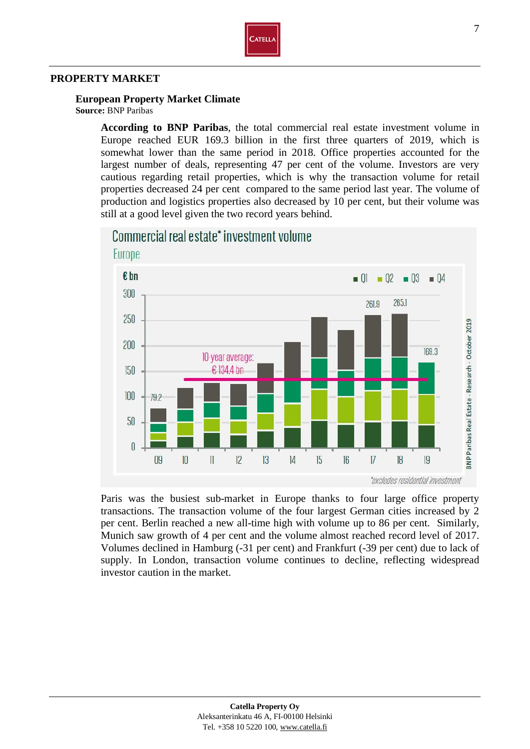## PROPERTY MARKET

### European Property Market Climate

**Source:** BNP Paribas

**According to BNP Paribas**, the total commercial real estate investment volume in Europe reached EUR 169.3 billion in the first three quarters of 2019, which is somewhat lower than the same period in 2018. Office properties accounted for the largest number of deals, representing 47 per cent of the volume. Investors are very cautious regarding retail properties, which is why the transaction volume for retail properties decreased 24 per cent compared to the same period last year. The volume of production and logistics properties also decreased by 10 per cent, but their volume was still at a good level given the two record years behind.

Commercial real estate* investment volume

Europe

*excludes residential investment

Paris was the busiest sub-market in Europe thanks to four large office property transactions. The transaction volume of the four largest German cities increased by 2 per cent. Berlin reached a new all-time high with volume up to 86 per cent. Similarly, Munich saw growth of 4 per cent and the volume almost reached record level of 2017. Volumes declined in Hamburg (-31 per cent) and Frankfurt (-39 per cent) due to lack of supply. In London, transaction volume continues to decline, reflecting widespread investor caution in the market.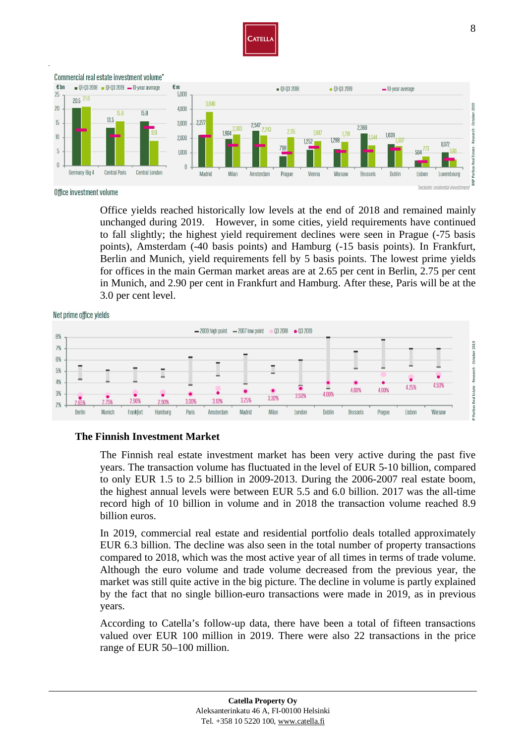Commercial real estate investment volume*

Office investment volume

Office yields reached historically low levels at the end of 2018 and remained mainly unchanged during 2019. However, in some cities, yield requirements have continued to fall slightly; the highest yield requirement declines were seen in Prague (-75 basis points), Amsterdam (-40 basis points) and Hamburg (-15 basis points). In Frankfurt, Berlin and Munich, yield requirements fell by 5 basis points. The lowest prime yields for offices in the main German market areas are at 2.65 per cent in Berlin, 2.75 per cent in Munich, and 2.90 per cent in Frankfurt and Hamburg. After these, Paris will be at the 3.0 per cent level.

Net prime office yields

### The Finnish Investment Market

The Finnish real estate investment market has been very active during the past five years. The transaction volume has fluctuated in the level of EUR 5-10 billion, compared to only EUR 1.5 to 2.5 billion in 2009-2013. During the 2006-2007 real estate boom, the highest annual levels were between EUR 5.5 and 6.0 billion. 2017 was the all-time record high of 10 billion in volume and in 2018 the transaction volume reached 8.9 billion euros.

In 2019, commercial real estate and residential portfolio deals totalled approximately EUR 6.3 billion. The decline was also seen in the total number of property transactions compared to 2018, which was the most active year of all times in terms of trade volume. Although the euro volume and trade volume decreased from the previous year, the market was still quite active in the big picture. The decline in volume is partly explained by the fact that no single billion-euro transactions were made in 2019, as in previous years.

According to Catella's follow-up data, there have been a total of fifteen transactions valued over EUR 100 million in 2019. There were also 22 transactions in the price range of EUR 50–100 million.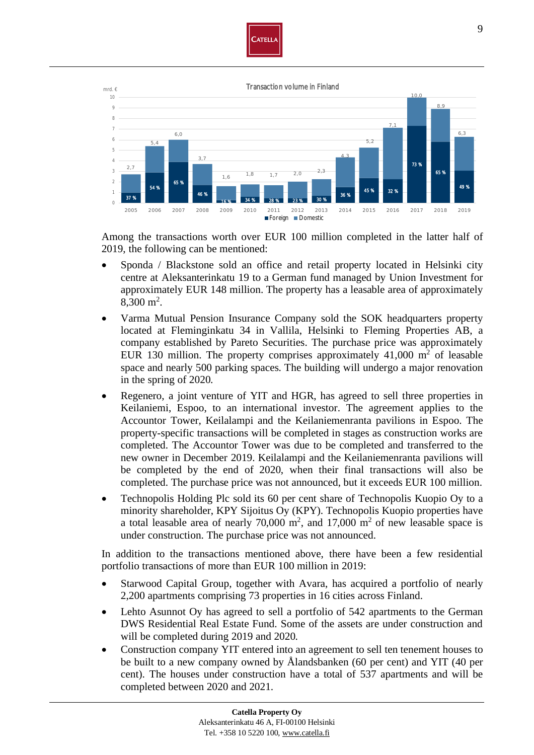**Transaction volume in Finland** (mrd. €)

| Year | Total (mrd. €) | Foreign share |
|---|---|---|
| 2005 | 2,7 | 37 % |
| 2006 | 5,4 | 54 % |
| 2007 | 6,0 | 65 % |
| 2008 | 3,7 | 46 % |
| 2009 | 1,6 | 16 % |
| 2010 | 1,8 | 34 % |
| 2011 | 1,7 | 28 % |
| 2012 | 2,0 | 23 % |
| 2013 | 2,3 | 30 % |
| 2014 | 4,3 | 36 % |
| 2015 | 5,2 | 45 % |
| 2016 | 7,1 | 32 % |
| 2017 | 10,0 | 73 % |
| 2018 | 8,9 | 65 % |
| 2019 | 6,3 | 49 % |

■ Foreign ■ Domestic

Among the transactions worth over EUR 100 million completed in the latter half of 2019, the following can be mentioned:

- Sponda / Blackstone sold an office and retail property located in Helsinki city centre at Aleksanterinkatu 19 to a German fund managed by Union Investment for approximately EUR 148 million. The property has a leasable area of approximately 8,300 $m^2$.
- Varma Mutual Pension Insurance Company sold the SOK headquarters property located at Fleminginkatu 34 in Vallila, Helsinki to Fleming Properties AB, a company established by Pareto Securities. The purchase price was approximately EUR 130 million. The property comprises approximately 41,000 $m^2$ of leasable space and nearly 500 parking spaces. The building will undergo a major renovation in the spring of 2020.
- Regenero, a joint venture of YIT and HGR, has agreed to sell three properties in Keilaniemi, Espoo, to an international investor. The agreement applies to the Accountor Tower, Keilalampi and the Keilaniemenranta pavilions in Espoo. The property-specific transactions will be completed in stages as construction works are completed. The Accountor Tower was due to be completed and transferred to the new owner in December 2019. Keilalampi and the Keilaniemenranta pavilions will be completed by the end of 2020, when their final transactions will also be completed. The purchase price was not announced, but it exceeds EUR 100 million.
- Technopolis Holding Plc sold its 60 per cent share of Technopolis Kuopio Oy to a minority shareholder, KPY Sijoitus Oy (KPY). Technopolis Kuopio properties have a total leasable area of nearly 70,000 $m^2$, and 17,000 $m^2$ of new leasable space is under construction. The purchase price was not announced.

In addition to the transactions mentioned above, there have been a few residential portfolio transactions of more than EUR 100 million in 2019:

- Starwood Capital Group, together with Avara, has acquired a portfolio of nearly 2,200 apartments comprising 73 properties in 16 cities across Finland.
- Lehto Asunnot Oy has agreed to sell a portfolio of 542 apartments to the German DWS Residential Real Estate Fund. Some of the assets are under construction and will be completed during 2019 and 2020.
- Construction company YIT entered into an agreement to sell ten tenement houses to be built to a new company owned by Ålandsbanken (60 per cent) and YIT (40 per cent). The houses under construction have a total of 537 apartments and will be completed between 2020 and 2021.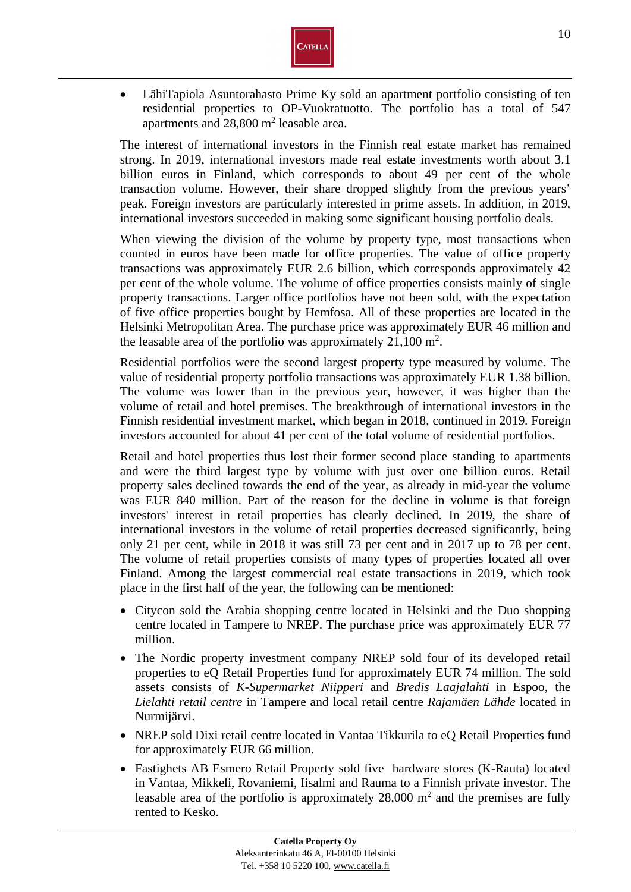- LähiTapiola Asuntorahasto Prime Ky sold an apartment portfolio consisting of ten residential properties to OP-Vuokratuotto. The portfolio has a total of 547 apartments and 28,800 m$^2$ leasable area.

The interest of international investors in the Finnish real estate market has remained strong. In 2019, international investors made real estate investments worth about 3.1 billion euros in Finland, which corresponds to about 49 per cent of the whole transaction volume. However, their share dropped slightly from the previous years' peak. Foreign investors are particularly interested in prime assets. In addition, in 2019, international investors succeeded in making some significant housing portfolio deals.

When viewing the division of the volume by property type, most transactions when counted in euros have been made for office properties. The value of office property transactions was approximately EUR 2.6 billion, which corresponds approximately 42 per cent of the whole volume. The volume of office properties consists mainly of single property transactions. Larger office portfolios have not been sold, with the expectation of five office properties bought by Hemfosa. All of these properties are located in the Helsinki Metropolitan Area. The purchase price was approximately EUR 46 million and the leasable area of the portfolio was approximately 21,100 m$^2$.

Residential portfolios were the second largest property type measured by volume. The value of residential property portfolio transactions was approximately EUR 1.38 billion. The volume was lower than in the previous year, however, it was higher than the volume of retail and hotel premises. The breakthrough of international investors in the Finnish residential investment market, which began in 2018, continued in 2019. Foreign investors accounted for about 41 per cent of the total volume of residential portfolios.

Retail and hotel properties thus lost their former second place standing to apartments and were the third largest type by volume with just over one billion euros. Retail property sales declined towards the end of the year, as already in mid-year the volume was EUR 840 million. Part of the reason for the decline in volume is that foreign investors' interest in retail properties has clearly declined. In 2019, the share of international investors in the volume of retail properties decreased significantly, being only 21 per cent, while in 2018 it was still 73 per cent and in 2017 up to 78 per cent. The volume of retail properties consists of many types of properties located all over Finland. Among the largest commercial real estate transactions in 2019, which took place in the first half of the year, the following can be mentioned:

- Citycon sold the Arabia shopping centre located in Helsinki and the Duo shopping centre located in Tampere to NREP. The purchase price was approximately EUR 77 million.
- The Nordic property investment company NREP sold four of its developed retail properties to eQ Retail Properties fund for approximately EUR 74 million. The sold assets consists of *K-Supermarket Niipperi* and *Bredis Laajalahti* in Espoo, the *Lielahti retail centre* in Tampere and local retail centre *Rajamäen Lähde* located in Nurmijärvi.
- NREP sold Dixi retail centre located in Vantaa Tikkurila to eQ Retail Properties fund for approximately EUR 66 million.
- Fastighets AB Esmero Retail Property sold five hardware stores (K-Rauta) located in Vantaa, Mikkeli, Rovaniemi, Iisalmi and Rauma to a Finnish private investor. The leasable area of the portfolio is approximately 28,000 m$^2$ and the premises are fully rented to Kesko.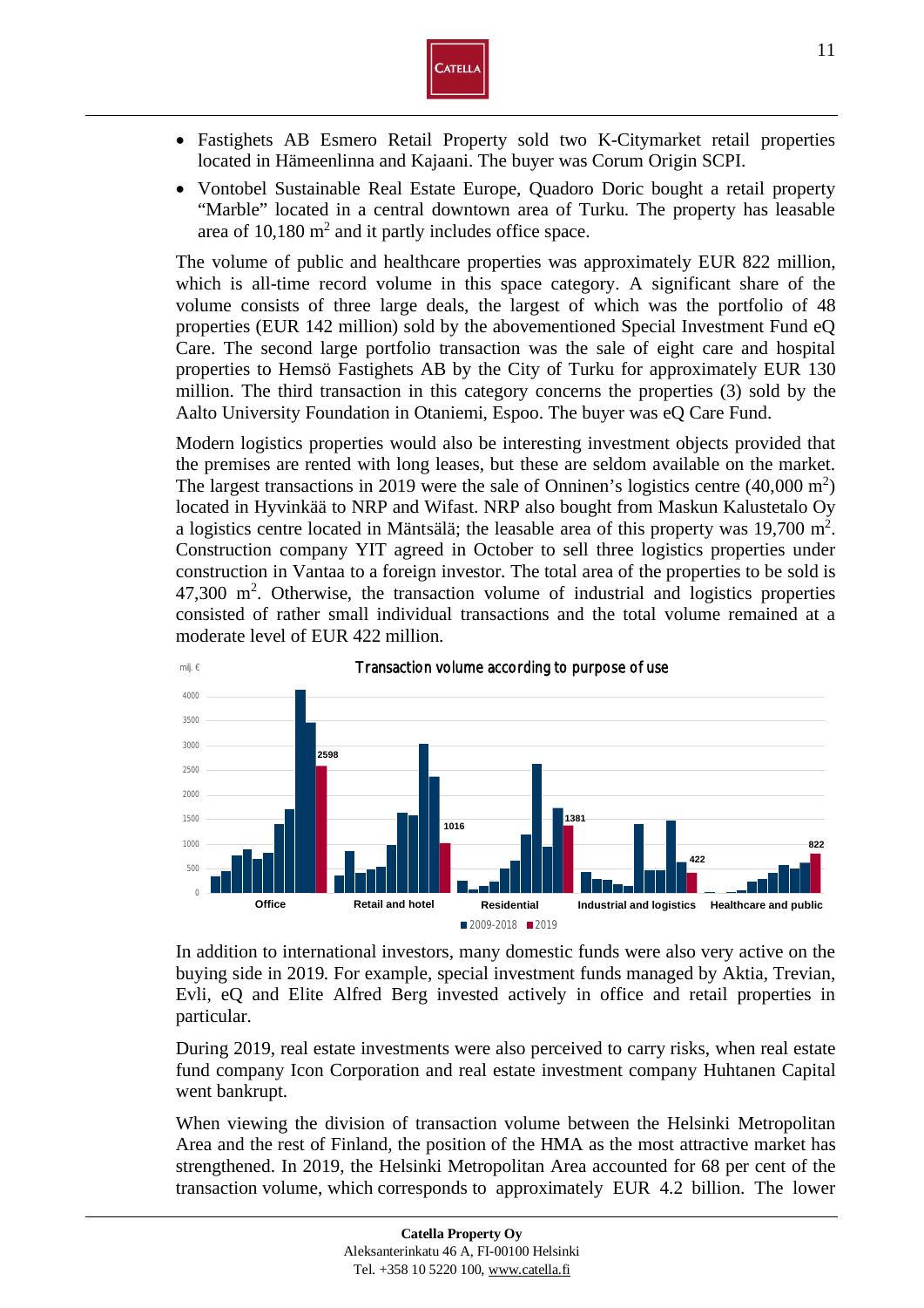- Fastighets AB Esmero Retail Property sold two K-Citymarket retail properties located in Hämeenlinna and Kajaani. The buyer was Corum Origin SCPI.
- Vontobel Sustainable Real Estate Europe, Quadoro Doric bought a retail property "Marble" located in a central downtown area of Turku. The property has leasable area of 10,180 $m^2$ and it partly includes office space.

The volume of public and healthcare properties was approximately EUR 822 million, which is all-time record volume in this space category. A significant share of the volume consists of three large deals, the largest of which was the portfolio of 48 properties (EUR 142 million) sold by the abovementioned Special Investment Fund eQ Care. The second large portfolio transaction was the sale of eight care and hospital properties to Hemsö Fastighets AB by the City of Turku for approximately EUR 130 million. The third transaction in this category concerns the properties (3) sold by the Aalto University Foundation in Otaniemi, Espoo. The buyer was eQ Care Fund.

Modern logistics properties would also be interesting investment objects provided that the premises are rented with long leases, but these are seldom available on the market. The largest transactions in 2019 were the sale of Onninen's logistics centre (40,000 $m^2$) located in Hyvinkää to NRP and Wifast. NRP also bought from Maskun Kalustetalo Oy a logistics centre located in Mäntsälä; the leasable area of this property was 19,700 $m^2$. Construction company YIT agreed in October to sell three logistics properties under construction in Vantaa to a foreign investor. The total area of the properties to be sold is 47,300 $m^2$. Otherwise, the transaction volume of industrial and logistics properties consisted of rather small individual transactions and the total volume remained at a moderate level of EUR 422 million.

Transaction volume according to purpose of use

In addition to international investors, many domestic funds were also very active on the buying side in 2019. For example, special investment funds managed by Aktia, Trevian, Evli, eQ and Elite Alfred Berg invested actively in office and retail properties in particular.

During 2019, real estate investments were also perceived to carry risks, when real estate fund company Icon Corporation and real estate investment company Huhtanen Capital went bankrupt.

When viewing the division of transaction volume between the Helsinki Metropolitan Area and the rest of Finland, the position of the HMA as the most attractive market has strengthened. In 2019, the Helsinki Metropolitan Area accounted for 68 per cent of the transaction volume, which corresponds to approximately EUR 4.2 billion. The lower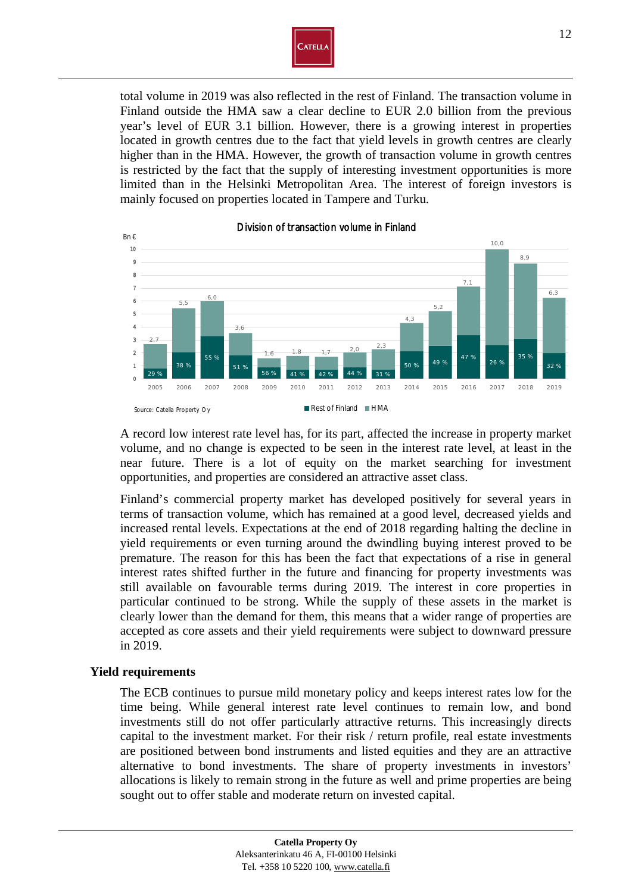total volume in 2019 was also reflected in the rest of Finland. The transaction volume in Finland outside the HMA saw a clear decline to EUR 2.0 billion from the previous year's level of EUR 3.1 billion. However, there is a growing interest in properties located in growth centres due to the fact that yield levels in growth centres are clearly higher than in the HMA. However, the growth of transaction volume in growth centres is restricted by the fact that the supply of interesting investment opportunities is more limited than in the Helsinki Metropolitan Area. The interest of foreign investors is mainly focused on properties located in Tampere and Turku.

**Division of transaction volume in Finland**

| Year | Total (Bn €) | Rest of Finland share |
|---|---|---|
| 2005 | 2,7 | 29 % |
| 2006 | 5,5 | 38 % |
| 2007 | 6,0 | 55 % |
| 2008 | 3,6 | 51 % |
| 2009 | 1,6 | 56 % |
| 2010 | 1,8 | 41 % |
| 2011 | 1,7 | 42 % |
| 2012 | 2,0 | 44 % |
| 2013 | 2,3 | 31 % |
| 2014 | 4,3 | 50 % |
| 2015 | 5,2 | 49 % |
| 2016 | 7,1 | 47 % |
| 2017 | 10,0 | 26 % |
| 2018 | 8,9 | 35 % |
| 2019 | 6,3 | 32 % |

Legend: Rest of Finland, HMA

Source: Catella Property Oy

A record low interest rate level has, for its part, affected the increase in property market volume, and no change is expected to be seen in the interest rate level, at least in the near future. There is a lot of equity on the market searching for investment opportunities, and properties are considered an attractive asset class.

Finland's commercial property market has developed positively for several years in terms of transaction volume, which has remained at a good level, decreased yields and increased rental levels. Expectations at the end of 2018 regarding halting the decline in yield requirements or even turning around the dwindling buying interest proved to be premature. The reason for this has been the fact that expectations of a rise in general interest rates shifted further in the future and financing for property investments was still available on favourable terms during 2019. The interest in core properties in particular continued to be strong. While the supply of these assets in the market is clearly lower than the demand for them, this means that a wider range of properties are accepted as core assets and their yield requirements were subject to downward pressure in 2019.

## Yield requirements

The ECB continues to pursue mild monetary policy and keeps interest rates low for the time being. While general interest rate level continues to remain low, and bond investments still do not offer particularly attractive returns. This increasingly directs capital to the investment market. For their risk / return profile, real estate investments are positioned between bond instruments and listed equities and they are an attractive alternative to bond investments. The share of property investments in investors' allocations is likely to remain strong in the future as well and prime properties are being sought out to offer stable and moderate return on invested capital.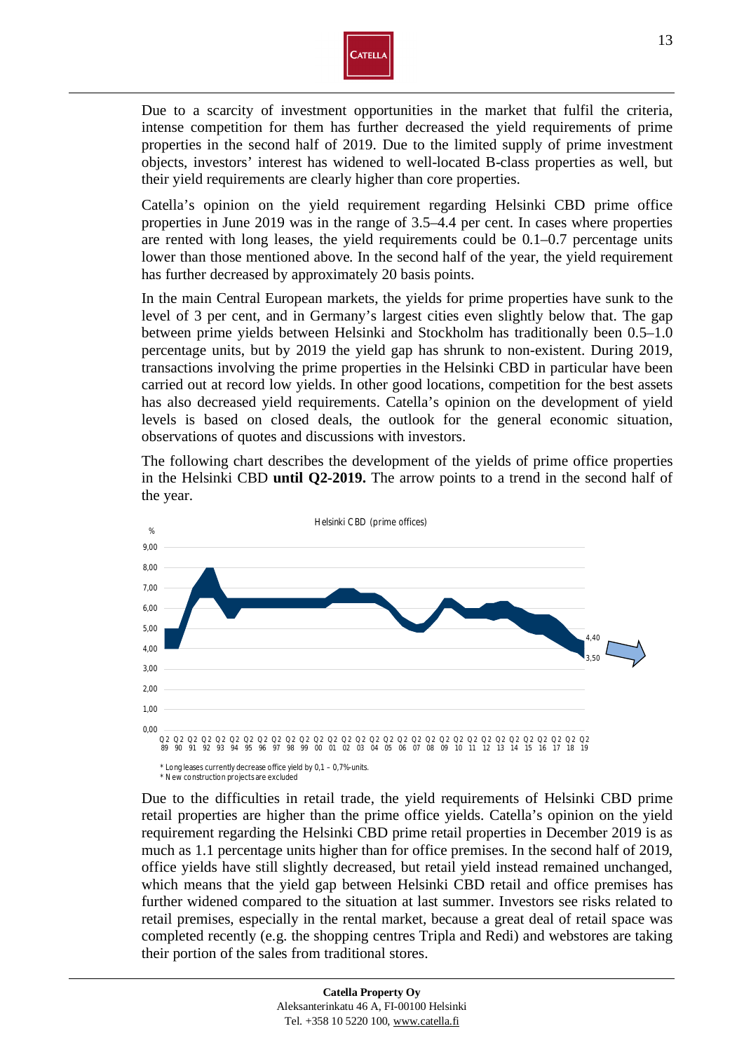Due to a scarcity of investment opportunities in the market that fulfil the criteria, intense competition for them has further decreased the yield requirements of prime properties in the second half of 2019. Due to the limited supply of prime investment objects, investors' interest has widened to well-located B-class properties as well, but their yield requirements are clearly higher than core properties.

Catella's opinion on the yield requirement regarding Helsinki CBD prime office properties in June 2019 was in the range of 3.5–4.4 per cent. In cases where properties are rented with long leases, the yield requirements could be 0.1–0.7 percentage units lower than those mentioned above. In the second half of the year, the yield requirement has further decreased by approximately 20 basis points.

In the main Central European markets, the yields for prime properties have sunk to the level of 3 per cent, and in Germany's largest cities even slightly below that. The gap between prime yields between Helsinki and Stockholm has traditionally been 0.5–1.0 percentage units, but by 2019 the yield gap has shrunk to non-existent. During 2019, transactions involving the prime properties in the Helsinki CBD in particular have been carried out at record low yields. In other good locations, competition for the best assets has also decreased yield requirements. Catella's opinion on the development of yield levels is based on closed deals, the outlook for the general economic situation, observations of quotes and discussions with investors.

The following chart describes the development of the yields of prime office properties in the Helsinki CBD **until Q2-2019.** The arrow points to a trend in the second half of the year.

Helsinki CBD (prime offices)

\* Long leases currently decrease office yield by 0,1 – 0,7%-units.
\* New construction projects are excluded

Due to the difficulties in retail trade, the yield requirements of Helsinki CBD prime retail properties are higher than the prime office yields. Catella's opinion on the yield requirement regarding the Helsinki CBD prime retail properties in December 2019 is as much as 1.1 percentage units higher than for office premises. In the second half of 2019, office yields have still slightly decreased, but retail yield instead remained unchanged, which means that the yield gap between Helsinki CBD retail and office premises has further widened compared to the situation at last summer. Investors see risks related to retail premises, especially in the rental market, because a great deal of retail space was completed recently (e.g. the shopping centres Tripla and Redi) and webstores are taking their portion of the sales from traditional stores.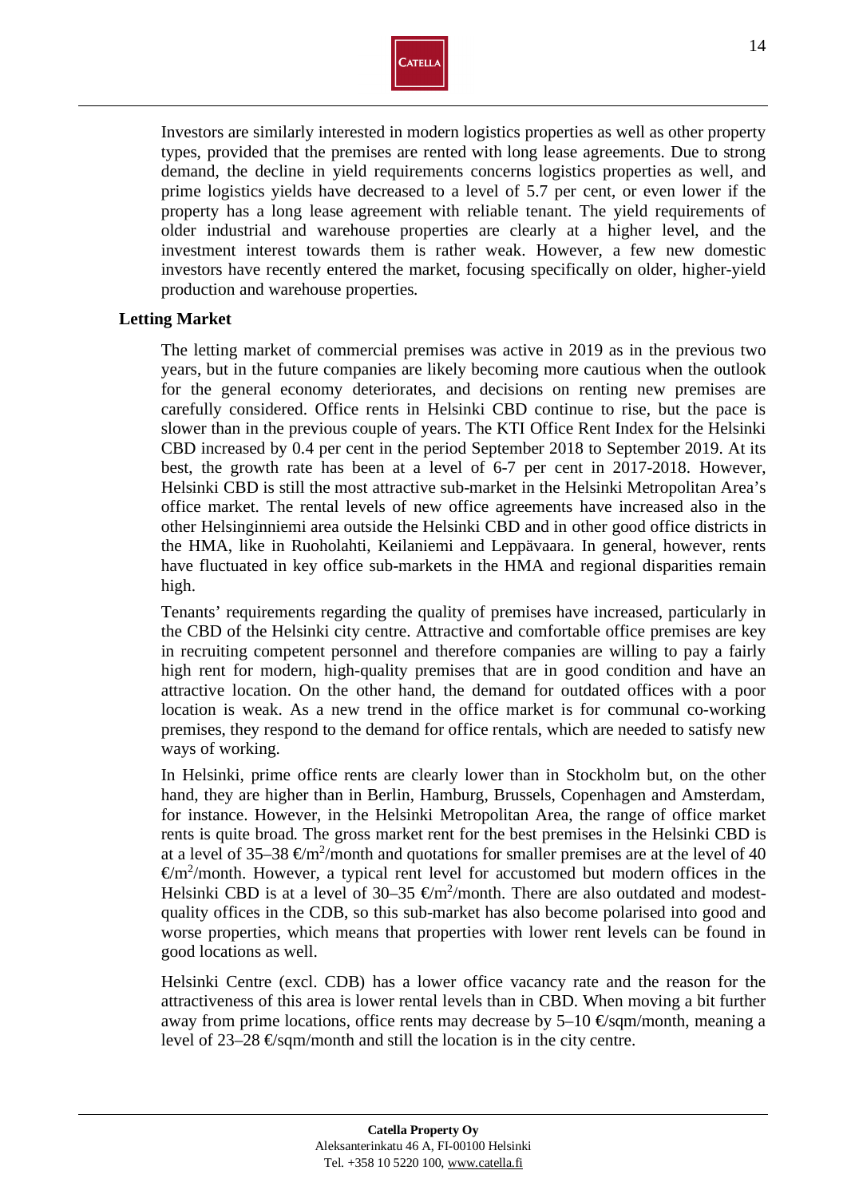Investors are similarly interested in modern logistics properties as well as other property types, provided that the premises are rented with long lease agreements. Due to strong demand, the decline in yield requirements concerns logistics properties as well, and prime logistics yields have decreased to a level of 5.7 per cent, or even lower if the property has a long lease agreement with reliable tenant. The yield requirements of older industrial and warehouse properties are clearly at a higher level, and the investment interest towards them is rather weak. However, a few new domestic investors have recently entered the market, focusing specifically on older, higher-yield production and warehouse properties.

**Letting Market**

The letting market of commercial premises was active in 2019 as in the previous two years, but in the future companies are likely becoming more cautious when the outlook for the general economy deteriorates, and decisions on renting new premises are carefully considered. Office rents in Helsinki CBD continue to rise, but the pace is slower than in the previous couple of years. The KTI Office Rent Index for the Helsinki CBD increased by 0.4 per cent in the period September 2018 to September 2019. At its best, the growth rate has been at a level of 6-7 per cent in 2017-2018. However, Helsinki CBD is still the most attractive sub-market in the Helsinki Metropolitan Area's office market. The rental levels of new office agreements have increased also in the other Helsinginniemi area outside the Helsinki CBD and in other good office districts in the HMA, like in Ruoholahti, Keilaniemi and Leppävaara. In general, however, rents have fluctuated in key office sub-markets in the HMA and regional disparities remain high.

Tenants' requirements regarding the quality of premises have increased, particularly in the CBD of the Helsinki city centre. Attractive and comfortable office premises are key in recruiting competent personnel and therefore companies are willing to pay a fairly high rent for modern, high-quality premises that are in good condition and have an attractive location. On the other hand, the demand for outdated offices with a poor location is weak. As a new trend in the office market is for communal co-working premises, they respond to the demand for office rentals, which are needed to satisfy new ways of working.

In Helsinki, prime office rents are clearly lower than in Stockholm but, on the other hand, they are higher than in Berlin, Hamburg, Brussels, Copenhagen and Amsterdam, for instance. However, in the Helsinki Metropolitan Area, the range of office market rents is quite broad. The gross market rent for the best premises in the Helsinki CBD is at a level of 35–38 €/m$^2$/month and quotations for smaller premises are at the level of 40 €/m$^2$/month. However, a typical rent level for accustomed but modern offices in the Helsinki CBD is at a level of 30–35 €/m$^2$/month. There are also outdated and modest-quality offices in the CDB, so this sub-market has also become polarised into good and worse properties, which means that properties with lower rent levels can be found in good locations as well.

Helsinki Centre (excl. CDB) has a lower office vacancy rate and the reason for the attractiveness of this area is lower rental levels than in CBD. When moving a bit further away from prime locations, office rents may decrease by 5–10 €/sqm/month, meaning a level of 23–28 €/sqm/month and still the location is in the city centre.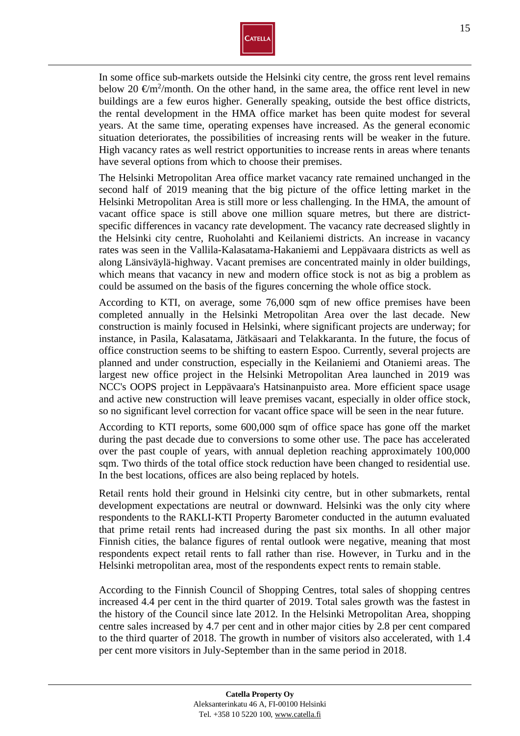In some office sub-markets outside the Helsinki city centre, the gross rent level remains below 20 €/m$^2$/month. On the other hand, in the same area, the office rent level in new buildings are a few euros higher. Generally speaking, outside the best office districts, the rental development in the HMA office market has been quite modest for several years. At the same time, operating expenses have increased. As the general economic situation deteriorates, the possibilities of increasing rents will be weaker in the future. High vacancy rates as well restrict opportunities to increase rents in areas where tenants have several options from which to choose their premises.

The Helsinki Metropolitan Area office market vacancy rate remained unchanged in the second half of 2019 meaning that the big picture of the office letting market in the Helsinki Metropolitan Area is still more or less challenging. In the HMA, the amount of vacant office space is still above one million square metres, but there are district-specific differences in vacancy rate development. The vacancy rate decreased slightly in the Helsinki city centre, Ruoholahti and Keilaniemi districts. An increase in vacancy rates was seen in the Vallila-Kalasatama-Hakaniemi and Leppävaara districts as well as along Länsiväylä-highway. Vacant premises are concentrated mainly in older buildings, which means that vacancy in new and modern office stock is not as big a problem as could be assumed on the basis of the figures concerning the whole office stock.

According to KTI, on average, some 76,000 sqm of new office premises have been completed annually in the Helsinki Metropolitan Area over the last decade. New construction is mainly focused in Helsinki, where significant projects are underway; for instance, in Pasila, Kalasatama, Jätkäsaari and Telakkaranta. In the future, the focus of office construction seems to be shifting to eastern Espoo. Currently, several projects are planned and under construction, especially in the Keilaniemi and Otaniemi areas. The largest new office project in the Helsinki Metropolitan Area launched in 2019 was NCC's OOPS project in Leppävaara's Hatsinanpuisto area. More efficient space usage and active new construction will leave premises vacant, especially in older office stock, so no significant level correction for vacant office space will be seen in the near future.

According to KTI reports, some 600,000 sqm of office space has gone off the market during the past decade due to conversions to some other use. The pace has accelerated over the past couple of years, with annual depletion reaching approximately 100,000 sqm. Two thirds of the total office stock reduction have been changed to residential use. In the best locations, offices are also being replaced by hotels.

Retail rents hold their ground in Helsinki city centre, but in other submarkets, rental development expectations are neutral or downward. Helsinki was the only city where respondents to the RAKLI-KTI Property Barometer conducted in the autumn evaluated that prime retail rents had increased during the past six months. In all other major Finnish cities, the balance figures of rental outlook were negative, meaning that most respondents expect retail rents to fall rather than rise. However, in Turku and in the Helsinki metropolitan area, most of the respondents expect rents to remain stable.

According to the Finnish Council of Shopping Centres, total sales of shopping centres increased 4.4 per cent in the third quarter of 2019. Total sales growth was the fastest in the history of the Council since late 2012. In the Helsinki Metropolitan Area, shopping centre sales increased by 4.7 per cent and in other major cities by 2.8 per cent compared to the third quarter of 2018. The growth in number of visitors also accelerated, with 1.4 per cent more visitors in July-September than in the same period in 2018.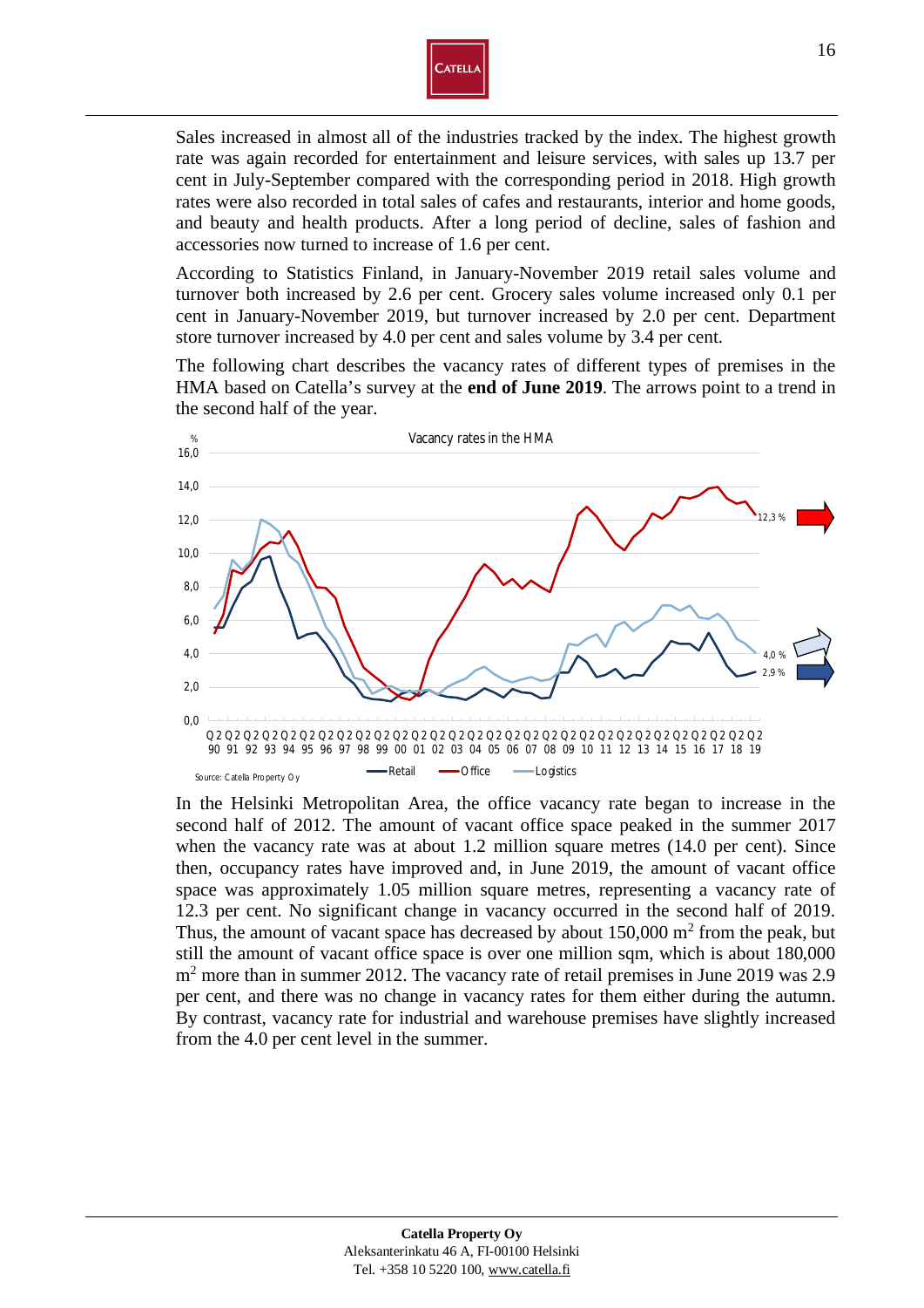Sales increased in almost all of the industries tracked by the index. The highest growth rate was again recorded for entertainment and leisure services, with sales up 13.7 per cent in July-September compared with the corresponding period in 2018. High growth rates were also recorded in total sales of cafes and restaurants, interior and home goods, and beauty and health products. After a long period of decline, sales of fashion and accessories now turned to increase of 1.6 per cent.

According to Statistics Finland, in January-November 2019 retail sales volume and turnover both increased by 2.6 per cent. Grocery sales volume increased only 0.1 per cent in January-November 2019, but turnover increased by 2.0 per cent. Department store turnover increased by 4.0 per cent and sales volume by 3.4 per cent.

The following chart describes the vacancy rates of different types of premises in the HMA based on Catella's survey at the **end of June 2019**. The arrows point to a trend in the second half of the year.

Vacancy rates in the HMA

Source: Catella Property Oy

In the Helsinki Metropolitan Area, the office vacancy rate began to increase in the second half of 2012. The amount of vacant office space peaked in the summer 2017 when the vacancy rate was at about 1.2 million square metres (14.0 per cent). Since then, occupancy rates have improved and, in June 2019, the amount of vacant office space was approximately 1.05 million square metres, representing a vacancy rate of 12.3 per cent. No significant change in vacancy occurred in the second half of 2019. Thus, the amount of vacant space has decreased by about 150,000 $m^2$ from the peak, but still the amount of vacant office space is over one million sqm, which is about 180,000 $m^2$ more than in summer 2012. The vacancy rate of retail premises in June 2019 was 2.9 per cent, and there was no change in vacancy rates for them either during the autumn. By contrast, vacancy rate for industrial and warehouse premises have slightly increased from the 4.0 per cent level in the summer.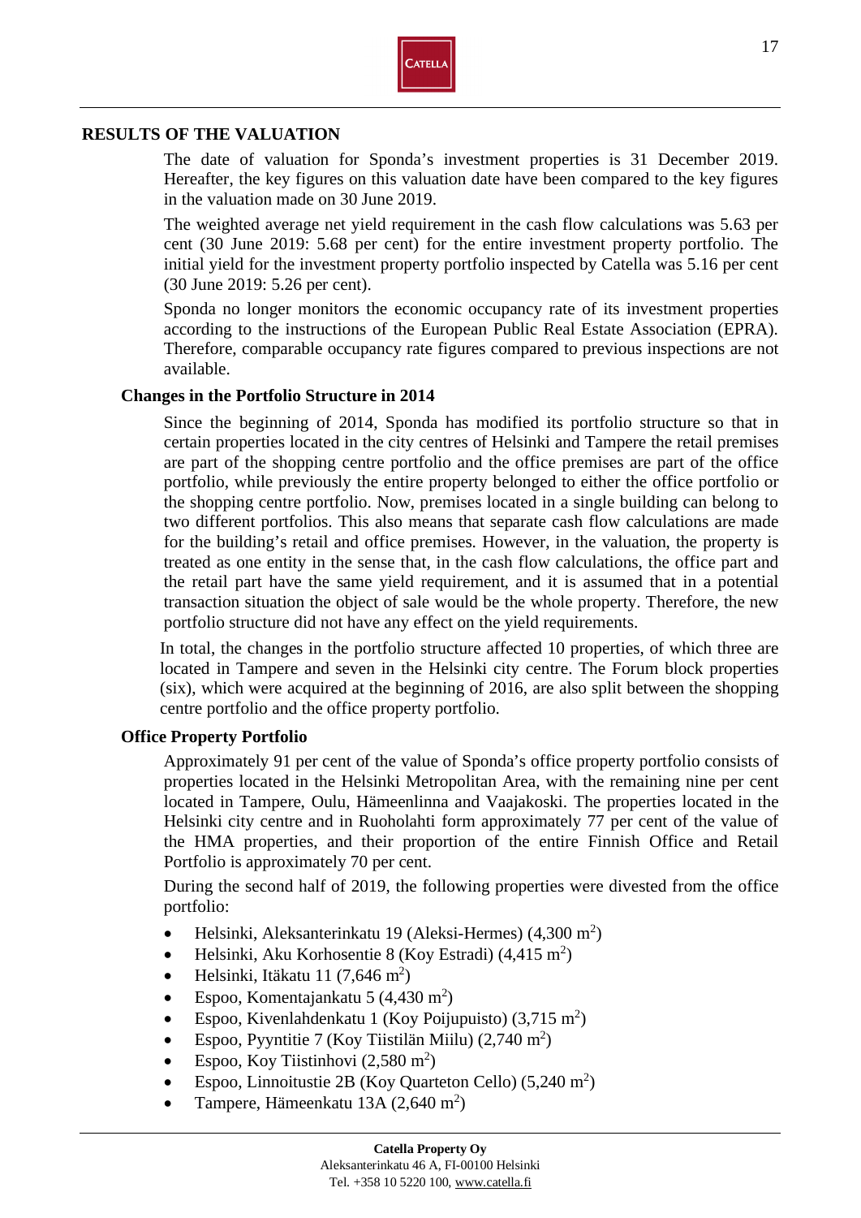## RESULTS OF THE VALUATION

The date of valuation for Sponda's investment properties is 31 December 2019. Hereafter, the key figures on this valuation date have been compared to the key figures in the valuation made on 30 June 2019.

The weighted average net yield requirement in the cash flow calculations was 5.63 per cent (30 June 2019: 5.68 per cent) for the entire investment property portfolio. The initial yield for the investment property portfolio inspected by Catella was 5.16 per cent (30 June 2019: 5.26 per cent).

Sponda no longer monitors the economic occupancy rate of its investment properties according to the instructions of the European Public Real Estate Association (EPRA). Therefore, comparable occupancy rate figures compared to previous inspections are not available.

### Changes in the Portfolio Structure in 2014

Since the beginning of 2014, Sponda has modified its portfolio structure so that in certain properties located in the city centres of Helsinki and Tampere the retail premises are part of the shopping centre portfolio and the office premises are part of the office portfolio, while previously the entire property belonged to either the office portfolio or the shopping centre portfolio. Now, premises located in a single building can belong to two different portfolios. This also means that separate cash flow calculations are made for the building's retail and office premises. However, in the valuation, the property is treated as one entity in the sense that, in the cash flow calculations, the office part and the retail part have the same yield requirement, and it is assumed that in a potential transaction situation the object of sale would be the whole property. Therefore, the new portfolio structure did not have any effect on the yield requirements.

In total, the changes in the portfolio structure affected 10 properties, of which three are located in Tampere and seven in the Helsinki city centre. The Forum block properties (six), which were acquired at the beginning of 2016, are also split between the shopping centre portfolio and the office property portfolio.

### Office Property Portfolio

Approximately 91 per cent of the value of Sponda's office property portfolio consists of properties located in the Helsinki Metropolitan Area, with the remaining nine per cent located in Tampere, Oulu, Hämeenlinna and Vaajakoski. The properties located in the Helsinki city centre and in Ruoholahti form approximately 77 per cent of the value of the HMA properties, and their proportion of the entire Finnish Office and Retail Portfolio is approximately 70 per cent.

During the second half of 2019, the following properties were divested from the office portfolio:

- Helsinki, Aleksanterinkatu 19 (Aleksi-Hermes) (4,300 $m^2$)
- Helsinki, Aku Korhosentie 8 (Koy Estradi) (4,415 $m^2$)
- Helsinki, Itäkatu 11 (7,646 $m^2$)
- Espoo, Komentajankatu 5 (4,430 $m^2$)
- Espoo, Kivenlahdenkatu 1 (Koy Poijupuisto) (3,715 $m^2$)
- Espoo, Pyyntitie 7 (Koy Tiistilän Miilu) (2,740 $m^2$)
- Espoo, Koy Tiistinhovi (2,580 $m^2$)
- Espoo, Linnoitustie 2B (Koy Quarteton Cello) (5,240 $m^2$)
- Tampere, Hämeenkatu 13A (2,640 $m^2$)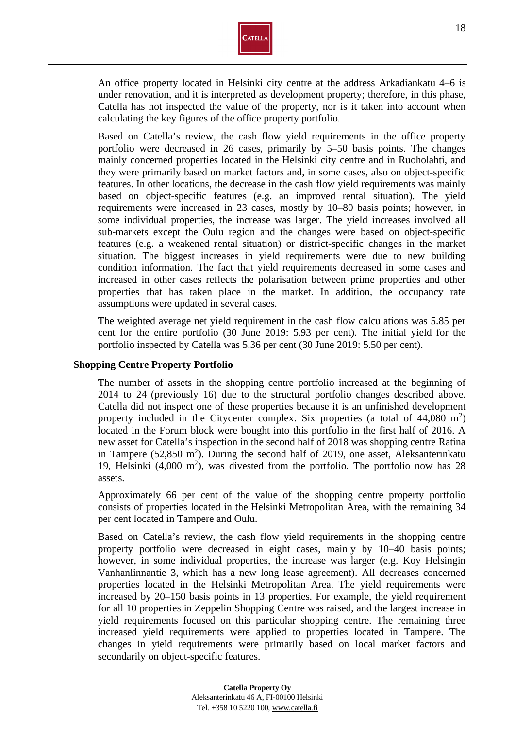An office property located in Helsinki city centre at the address Arkadiankatu 4–6 is under renovation, and it is interpreted as development property; therefore, in this phase, Catella has not inspected the value of the property, nor is it taken into account when calculating the key figures of the office property portfolio.

Based on Catella's review, the cash flow yield requirements in the office property portfolio were decreased in 26 cases, primarily by 5–50 basis points. The changes mainly concerned properties located in the Helsinki city centre and in Ruoholahti, and they were primarily based on market factors and, in some cases, also on object-specific features. In other locations, the decrease in the cash flow yield requirements was mainly based on object-specific features (e.g. an improved rental situation). The yield requirements were increased in 23 cases, mostly by 10–80 basis points; however, in some individual properties, the increase was larger. The yield increases involved all sub-markets except the Oulu region and the changes were based on object-specific features (e.g. a weakened rental situation) or district-specific changes in the market situation. The biggest increases in yield requirements were due to new building condition information. The fact that yield requirements decreased in some cases and increased in other cases reflects the polarisation between prime properties and other properties that has taken place in the market. In addition, the occupancy rate assumptions were updated in several cases.

The weighted average net yield requirement in the cash flow calculations was 5.85 per cent for the entire portfolio (30 June 2019: 5.93 per cent). The initial yield for the portfolio inspected by Catella was 5.36 per cent (30 June 2019: 5.50 per cent).

### Shopping Centre Property Portfolio

The number of assets in the shopping centre portfolio increased at the beginning of 2014 to 24 (previously 16) due to the structural portfolio changes described above. Catella did not inspect one of these properties because it is an unfinished development property included in the Citycenter complex. Six properties (a total of 44,080 $m^2$) located in the Forum block were bought into this portfolio in the first half of 2016. A new asset for Catella's inspection in the second half of 2018 was shopping centre Ratina in Tampere (52,850 $m^2$). During the second half of 2019, one asset, Aleksanterinkatu 19, Helsinki (4,000 $m^2$), was divested from the portfolio. The portfolio now has 28 assets.

Approximately 66 per cent of the value of the shopping centre property portfolio consists of properties located in the Helsinki Metropolitan Area, with the remaining 34 per cent located in Tampere and Oulu.

Based on Catella's review, the cash flow yield requirements in the shopping centre property portfolio were decreased in eight cases, mainly by 10–40 basis points; however, in some individual properties, the increase was larger (e.g. Koy Helsingin Vanhanlinnantie 3, which has a new long lease agreement). All decreases concerned properties located in the Helsinki Metropolitan Area. The yield requirements were increased by 20–150 basis points in 13 properties. For example, the yield requirement for all 10 properties in Zeppelin Shopping Centre was raised, and the largest increase in yield requirements focused on this particular shopping centre. The remaining three increased yield requirements were applied to properties located in Tampere. The changes in yield requirements were primarily based on local market factors and secondarily on object-specific features.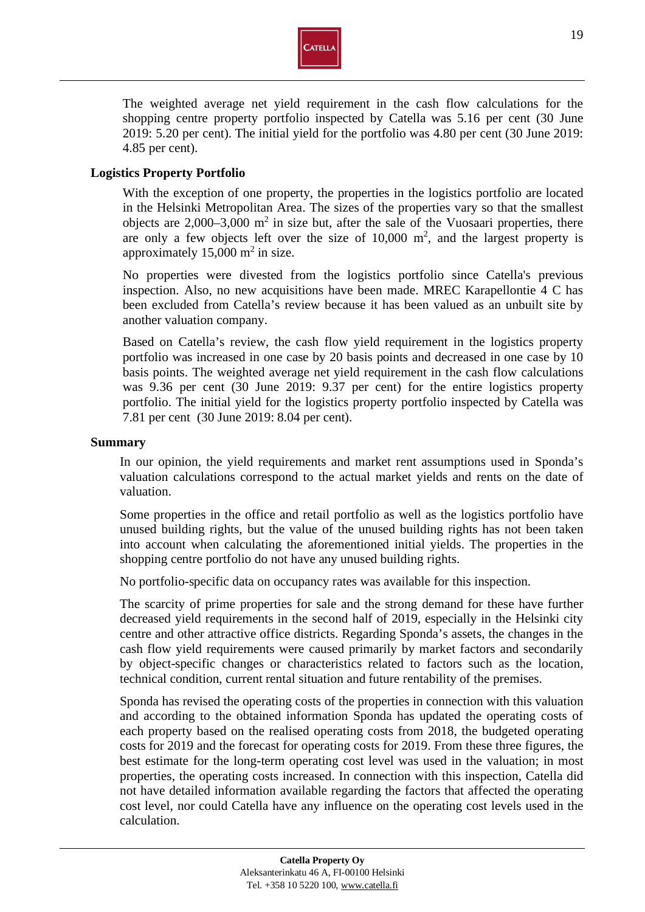The weighted average net yield requirement in the cash flow calculations for the shopping centre property portfolio inspected by Catella was 5.16 per cent (30 June 2019: 5.20 per cent). The initial yield for the portfolio was 4.80 per cent (30 June 2019: 4.85 per cent).

### Logistics Property Portfolio

With the exception of one property, the properties in the logistics portfolio are located in the Helsinki Metropolitan Area. The sizes of the properties vary so that the smallest objects are 2,000–3,000 $m^2$ in size but, after the sale of the Vuosaari properties, there are only a few objects left over the size of 10,000 $m^2$, and the largest property is approximately 15,000 $m^2$ in size.

No properties were divested from the logistics portfolio since Catella's previous inspection. Also, no new acquisitions have been made. MREC Karapellontie 4 C has been excluded from Catella's review because it has been valued as an unbuilt site by another valuation company.

Based on Catella's review, the cash flow yield requirement in the logistics property portfolio was increased in one case by 20 basis points and decreased in one case by 10 basis points. The weighted average net yield requirement in the cash flow calculations was 9.36 per cent (30 June 2019: 9.37 per cent) for the entire logistics property portfolio. The initial yield for the logistics property portfolio inspected by Catella was 7.81 per cent (30 June 2019: 8.04 per cent).

### Summary

In our opinion, the yield requirements and market rent assumptions used in Sponda's valuation calculations correspond to the actual market yields and rents on the date of valuation.

Some properties in the office and retail portfolio as well as the logistics portfolio have unused building rights, but the value of the unused building rights has not been taken into account when calculating the aforementioned initial yields. The properties in the shopping centre portfolio do not have any unused building rights.

No portfolio-specific data on occupancy rates was available for this inspection.

The scarcity of prime properties for sale and the strong demand for these have further decreased yield requirements in the second half of 2019, especially in the Helsinki city centre and other attractive office districts. Regarding Sponda's assets, the changes in the cash flow yield requirements were caused primarily by market factors and secondarily by object-specific changes or characteristics related to factors such as the location, technical condition, current rental situation and future rentability of the premises.

Sponda has revised the operating costs of the properties in connection with this valuation and according to the obtained information Sponda has updated the operating costs of each property based on the realised operating costs from 2018, the budgeted operating costs for 2019 and the forecast for operating costs for 2019. From these three figures, the best estimate for the long-term operating cost level was used in the valuation; in most properties, the operating costs increased. In connection with this inspection, Catella did not have detailed information available regarding the factors that affected the operating cost level, nor could Catella have any influence on the operating cost levels used in the calculation.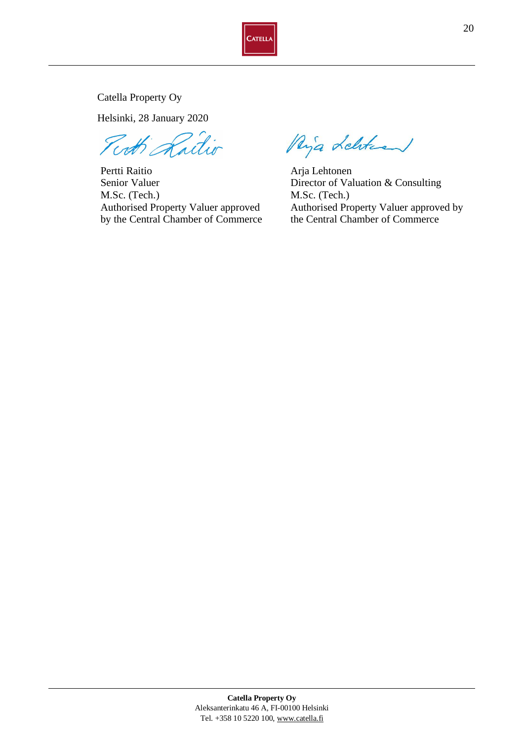Catella Property Oy

Helsinki, 28 January 2020

Pertti Raitio
Senior Valuer
M.Sc. (Tech.)
Authorised Property Valuer approved by the Central Chamber of Commerce

Arja Lehtonen
Director of Valuation & Consulting
M.Sc. (Tech.)
Authorised Property Valuer approved by the Central Chamber of Commerce

**Catella Property Oy**
Aleksanterinkatu 46 A, FI-00100 Helsinki
Tel. +358 10 5220 100, www.catella.fi